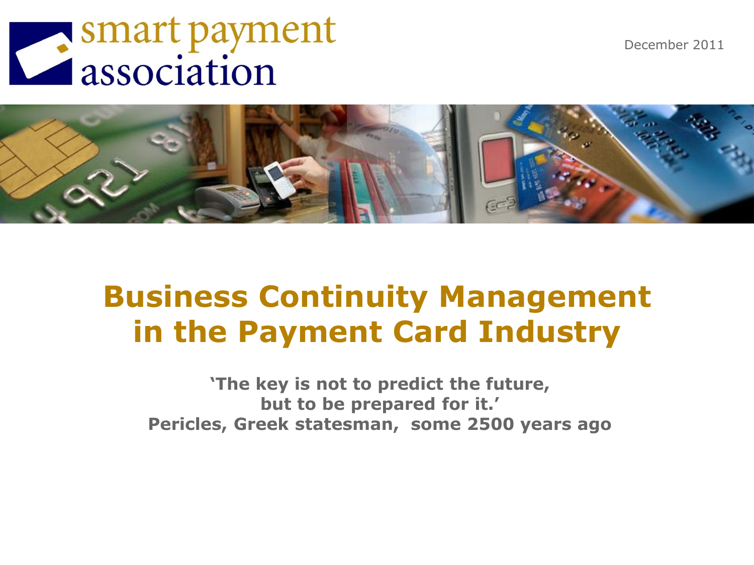smart payment association

December 2011

# Business Continuity Management in the Payment Card Industry

**'The key is not to predict the future, but to be prepared for it.'**
**Pericles, Greek statesman, some 2500 years ago**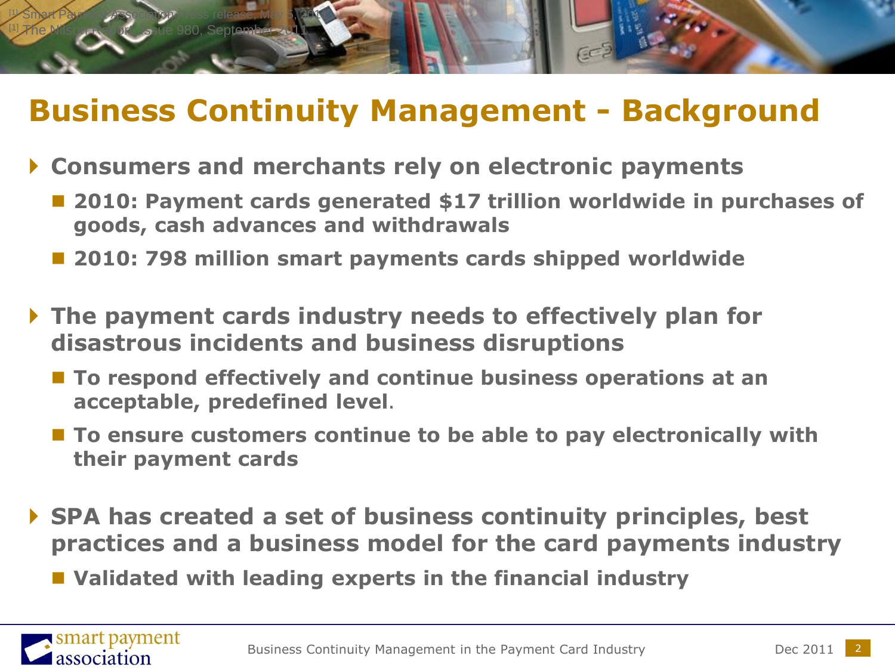[1] Smart Payment Association, Press release, May 5, 2011
[1] The Nilson Report, Issue 980, September 2011

# Business Continuity Management - Background

- **Consumers and merchants rely on electronic payments**
  - **2010: Payment cards generated $17 trillion worldwide in purchases of goods, cash advances and withdrawals**
  - **2010: 798 million smart payments cards shipped worldwide**
- **The payment cards industry needs to effectively plan for disastrous incidents and business disruptions**
  - **To respond effectively and continue business operations at an acceptable, predefined level.**
  - **To ensure customers continue to be able to pay electronically with their payment cards**
- **SPA has created a set of business continuity principles, best practices and a business model for the card payments industry**
  - **Validated with leading experts in the financial industry**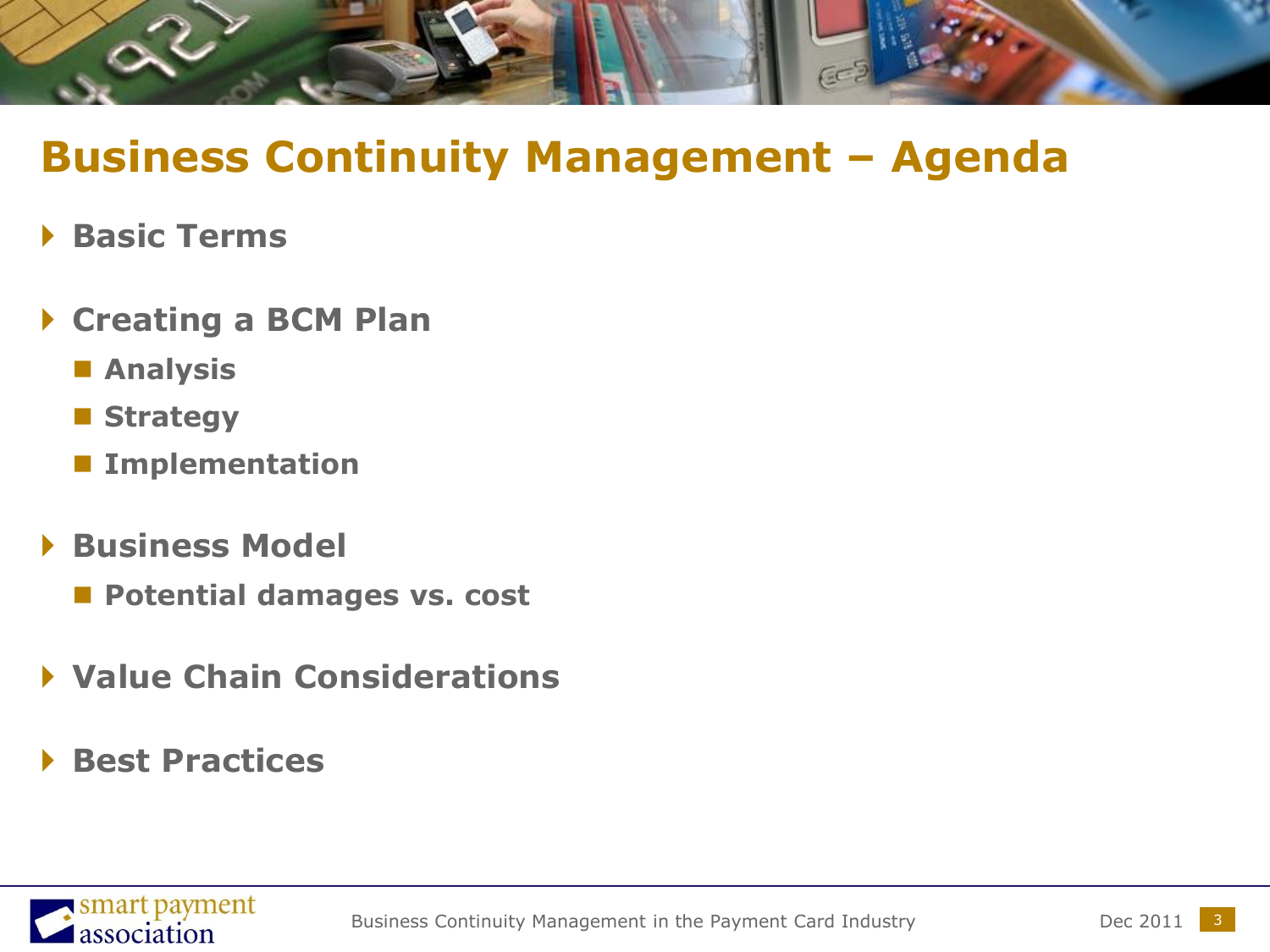# Business Continuity Management – Agenda

- **Basic Terms**
- **Creating a BCM Plan**
  - **Analysis**
  - **Strategy**
  - **Implementation**
- **Business Model**
  - **Potential damages vs. cost**
- **Value Chain Considerations**
- **Best Practices**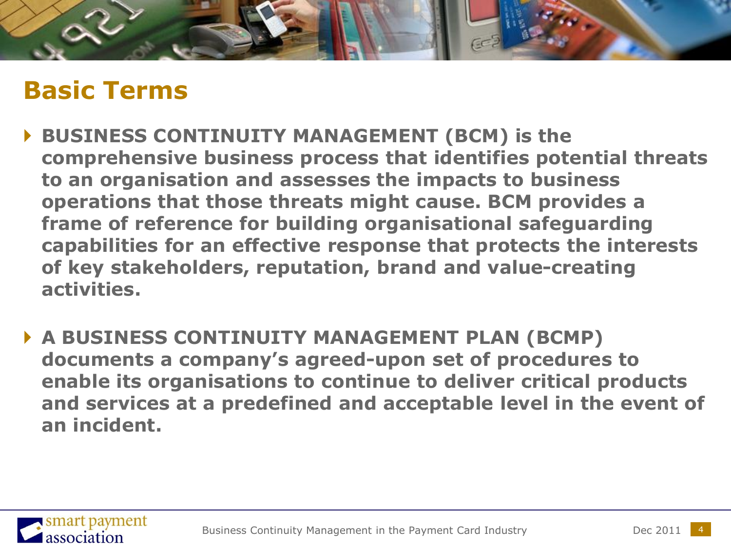## Basic Terms

- **BUSINESS CONTINUITY MANAGEMENT (BCM) is the comprehensive business process that identifies potential threats to an organisation and assesses the impacts to business operations that those threats might cause. BCM provides a frame of reference for building organisational safeguarding capabilities for an effective response that protects the interests of key stakeholders, reputation, brand and value-creating activities.**

- **A BUSINESS CONTINUITY MANAGEMENT PLAN (BCMP) documents a company's agreed-upon set of procedures to enable its organisations to continue to deliver critical products and services at a predefined and acceptable level in the event of an incident.**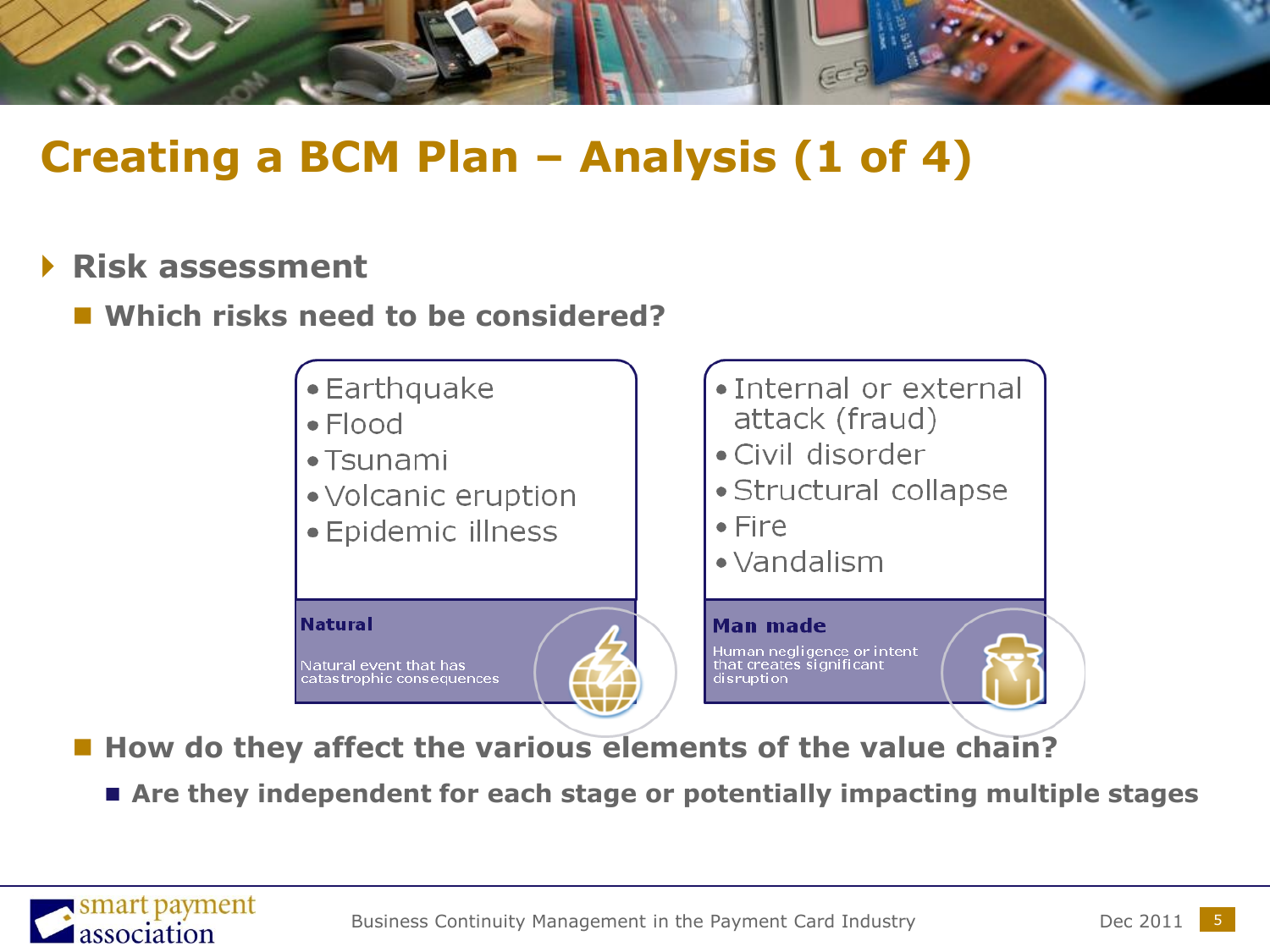# Creating a BCM Plan – Analysis (1 of 4)

- **Risk assessment**
  - **Which risks need to be considered?**

**Natural**

Natural event that has catastrophic consequences

- Earthquake
- Flood
- Tsunami
- Volcanic eruption
- Epidemic illness

**Man made**

Human negligence or intent that creates significant disruption

- Internal or external attack (fraud)
- Civil disorder
- Structural collapse
- Fire
- Vandalism

  - **How do they affect the various elements of the value chain?**
    - **Are they independent for each stage or potentially impacting multiple stages**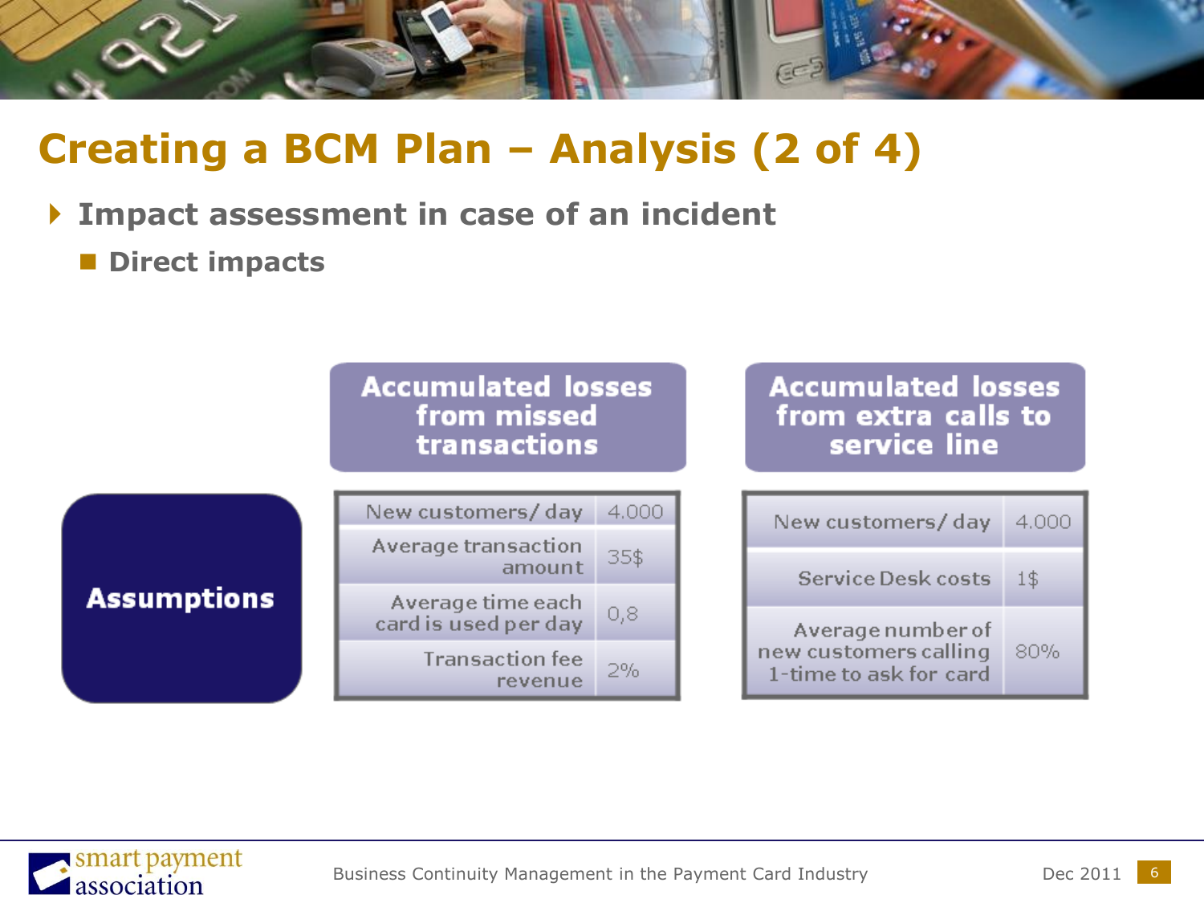# Creating a BCM Plan – Analysis (2 of 4)

- **Impact assessment in case of an incident**
  - **Direct impacts**

**Assumptions**

**Accumulated losses from missed transactions**

| Assumption | Value |
|---|---|
| New customers/ day | 4.000 |
| Average transaction amount | 35$ |
| Average time each card is used per day | 0,8 |
| Transaction fee revenue | 2% |

**Accumulated losses from extra calls to service line**

| Assumption | Value |
|---|---|
| New customers/ day | 4.000 |
| Service Desk costs | 1$ |
| Average number of new customers calling 1-time to ask for card | 80% |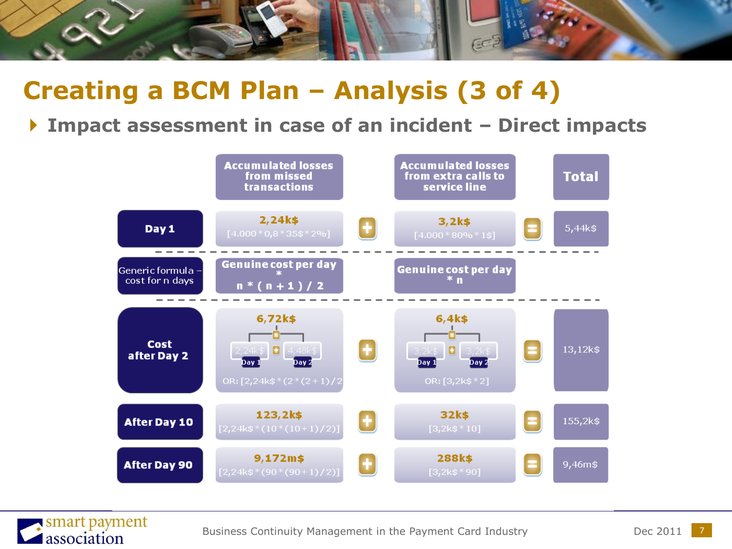# Creating a BCM Plan – Analysis (3 of 4)

## Impact assessment in case of an incident – Direct impacts

| | Accumulated losses from missed transactions | | Accumulated losses from extra calls to service line | | Total |
|---|---|---|---|---|---|
| **Day 1** | **2,24k$** [4.000 * 0,8 * 35$ * 2%] | + | **3,2k$** [4.000 * 80% * 1$] | = | 5,44k$ |
| **Generic formula – cost for n days** | **Genuine cost per day * n * ( n + 1 ) / 2** | | **Genuine cost per day * n** | | |
| **Cost after Day 2** | **6,72k$** (2,24k$ Day 1 + 4,48k$ Day 2) OR: [2,24k$ * (2 * (2 + 1) / 2 | + | **6,4k$** (3,2k$ Day 1 + 3,2k$ Day 2) OR: [3,2k$ * 2] | = | 13,12k$ |
| **After Day 10** | **123,2k$** [2,24k$ * (10 * (10 + 1) / 2)] | + | **32k$** [3,2k$ * 10] | = | 155,2k$ |
| **After Day 90** | **9,172m$** [2,24k$ * (90 * (90 + 1) / 2)] | + | **288k$** [3,2k$ * 90] | = | 9,46m$ |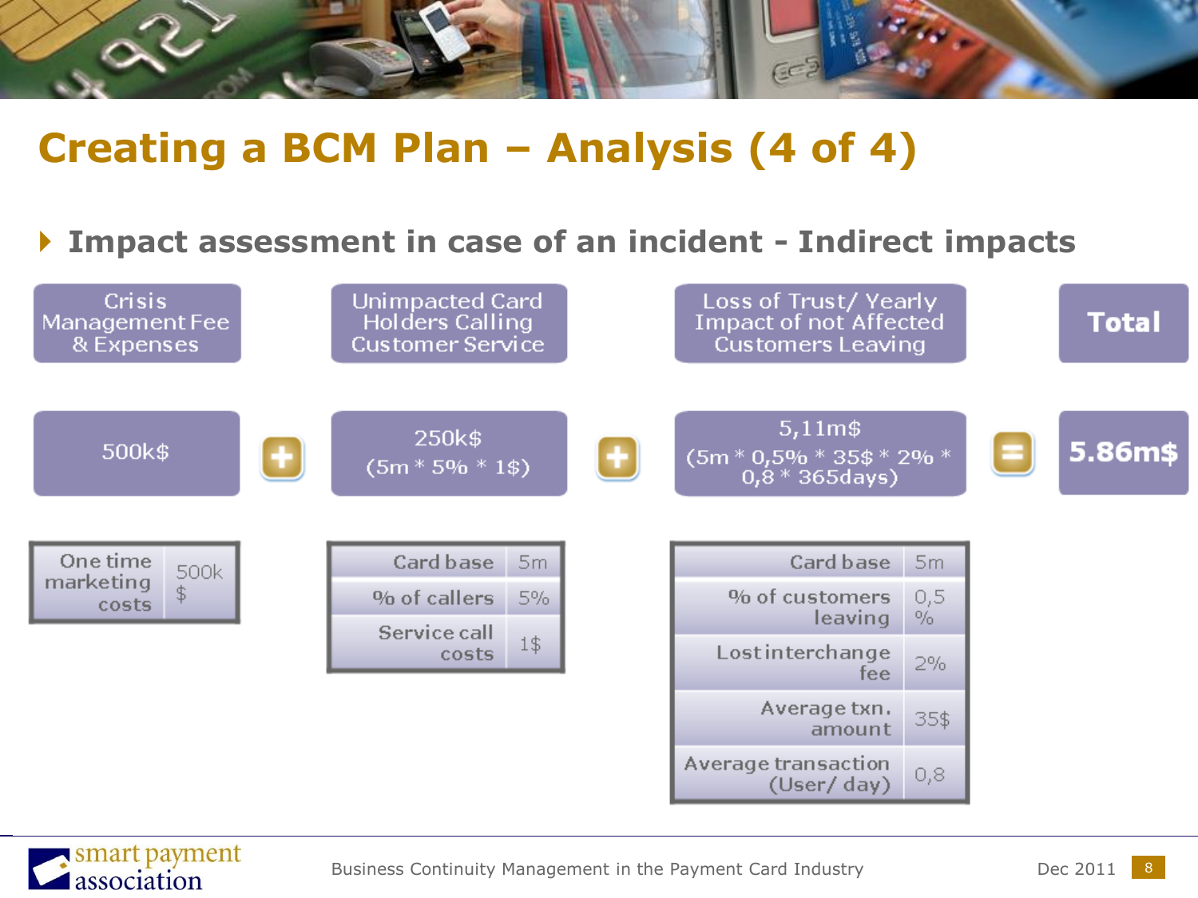# Creating a BCM Plan – Analysis (4 of 4)

- **Impact assessment in case of an incident - Indirect impacts**

| Crisis Management Fee & Expenses | | Unimpacted Card Holders Calling Customer Service | | Loss of Trust/ Yearly Impact of not Affected Customers Leaving | | Total |
|---|---|---|---|---|---|---|
| 500k$ | + | 250k$ (5m * 5% * 1$) | + | 5,11m$ (5m * 0,5% * 35$ * 2% * 0,8 * 365days) | = | **5.86m$** |

| One time marketing costs | 500k $ |
|---|---|

| Card base | 5m |
|---|---|
| % of callers | 5% |
| Service call costs | 1$ |

| Card base | 5m |
|---|---|
| % of customers leaving | 0,5 % |
| Lost interchange fee | 2% |
| Average txn. amount | 35$ |
| Average transaction (User/ day) | 0,8 |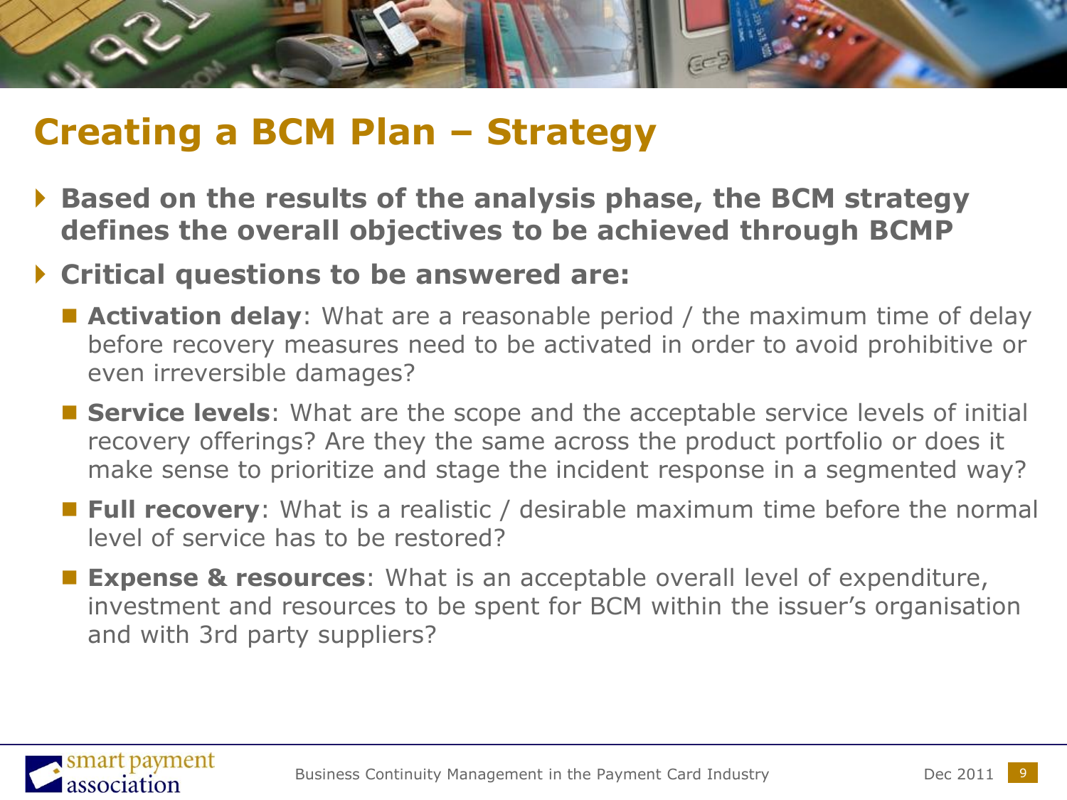# Creating a BCM Plan – Strategy

- **Based on the results of the analysis phase, the BCM strategy defines the overall objectives to be achieved through BCMP**
- **Critical questions to be answered are:**
  - **Activation delay**: What are a reasonable period / the maximum time of delay before recovery measures need to be activated in order to avoid prohibitive or even irreversible damages?
  - **Service levels**: What are the scope and the acceptable service levels of initial recovery offerings? Are they the same across the product portfolio or does it make sense to prioritize and stage the incident response in a segmented way?
  - **Full recovery**: What is a realistic / desirable maximum time before the normal level of service has to be restored?
  - **Expense & resources**: What is an acceptable overall level of expenditure, investment and resources to be spent for BCM within the issuer's organisation and with 3rd party suppliers?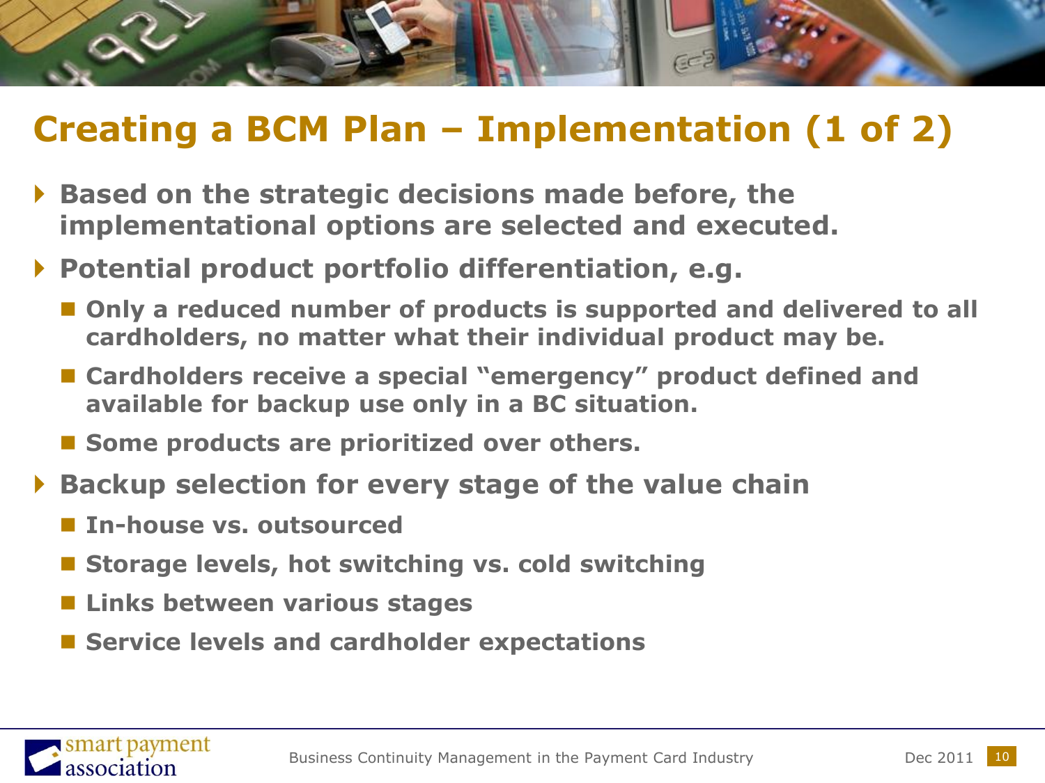# Creating a BCM Plan – Implementation (1 of 2)

- **Based on the strategic decisions made before, the implementational options are selected and executed.**
- **Potential product portfolio differentiation, e.g.**
  - **Only a reduced number of products is supported and delivered to all cardholders, no matter what their individual product may be.**
  - **Cardholders receive a special "emergency" product defined and available for backup use only in a BC situation.**
  - **Some products are prioritized over others.**
- **Backup selection for every stage of the value chain**
  - **In-house vs. outsourced**
  - **Storage levels, hot switching vs. cold switching**
  - **Links between various stages**
  - **Service levels and cardholder expectations**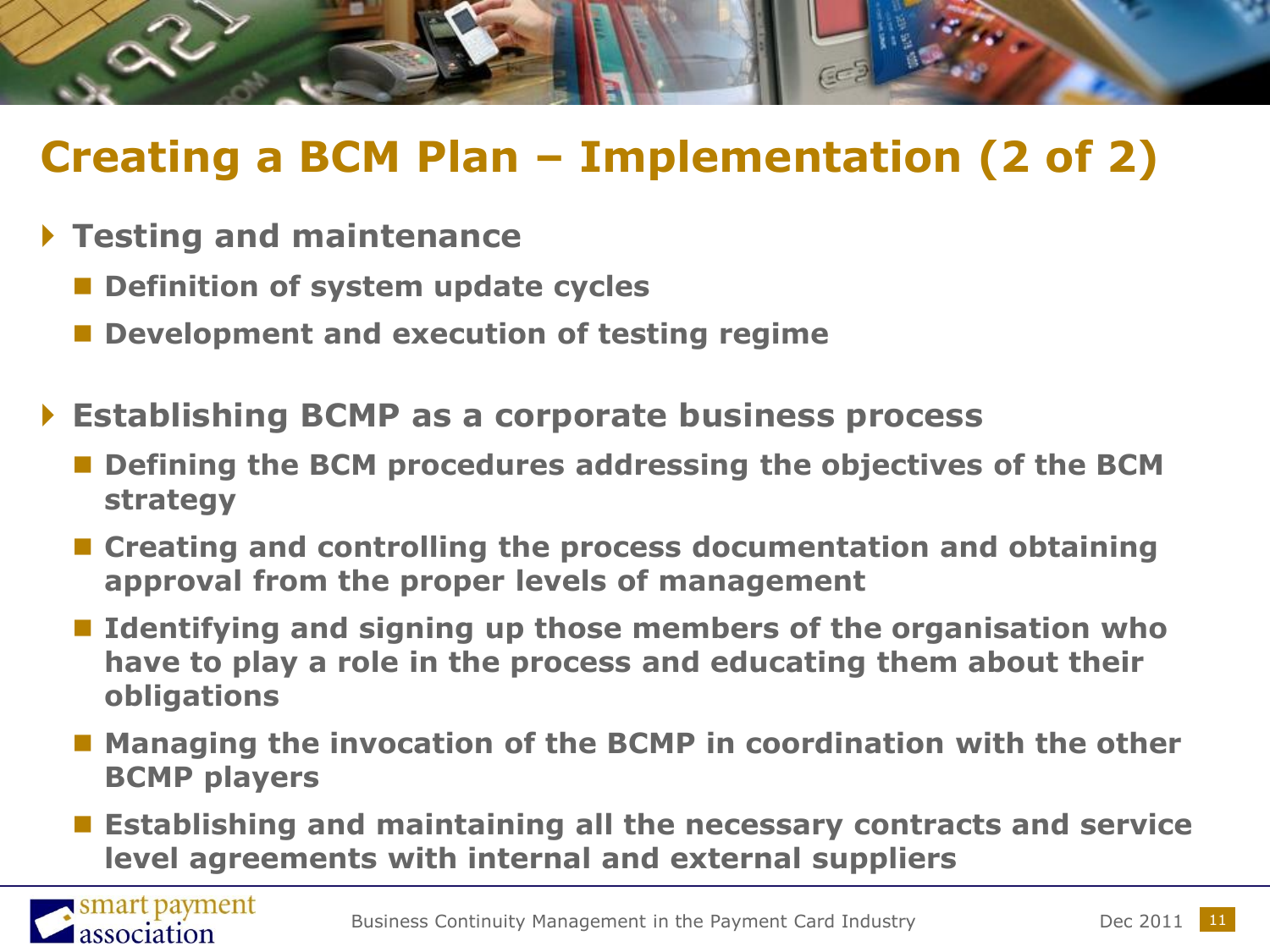# Creating a BCM Plan – Implementation (2 of 2)

- **Testing and maintenance**
  - **Definition of system update cycles**
  - **Development and execution of testing regime**

- **Establishing BCMP as a corporate business process**
  - **Defining the BCM procedures addressing the objectives of the BCM strategy**
  - **Creating and controlling the process documentation and obtaining approval from the proper levels of management**
  - **Identifying and signing up those members of the organisation who have to play a role in the process and educating them about their obligations**
  - **Managing the invocation of the BCMP in coordination with the other BCMP players**
  - **Establishing and maintaining all the necessary contracts and service level agreements with internal and external suppliers**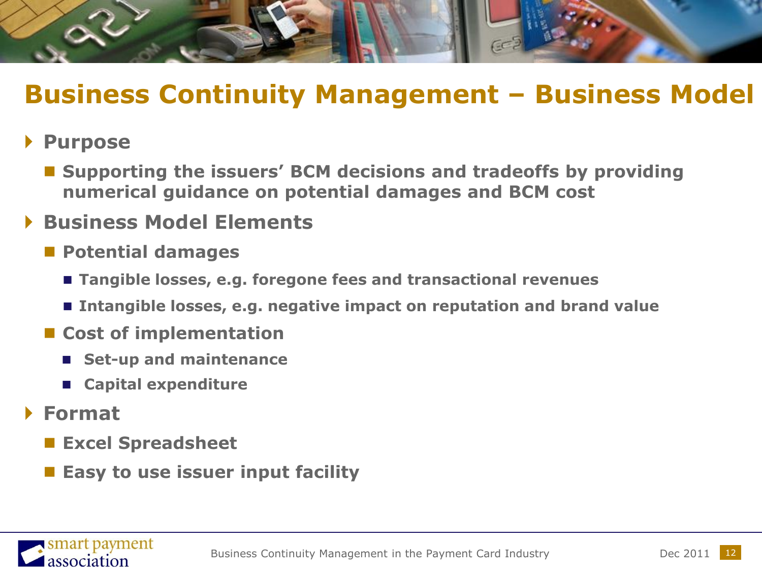# Business Continuity Management – Business Model

- **Purpose**
  - **Supporting the issuers' BCM decisions and tradeoffs by providing numerical guidance on potential damages and BCM cost**
- **Business Model Elements**
  - **Potential damages**
    - **Tangible losses, e.g. foregone fees and transactional revenues**
    - **Intangible losses, e.g. negative impact on reputation and brand value**
  - **Cost of implementation**
    - **Set-up and maintenance**
    - **Capital expenditure**
- **Format**
  - **Excel Spreadsheet**
  - **Easy to use issuer input facility**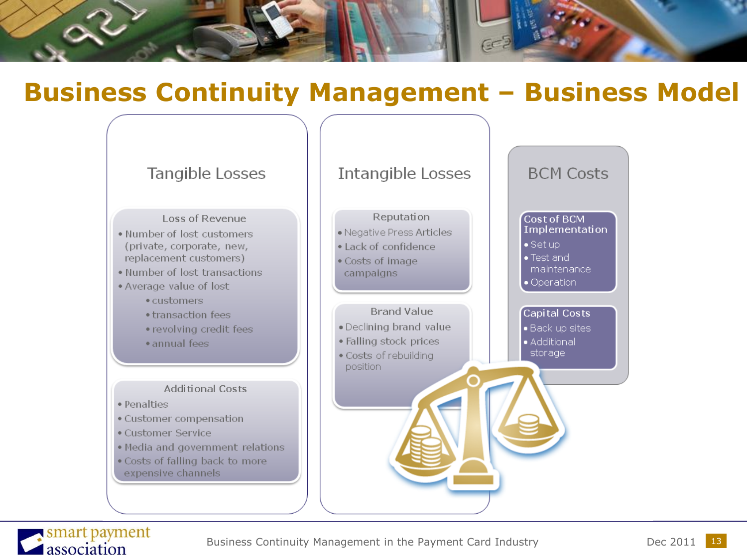# Business Continuity Management – Business Model

## Tangible Losses

### Loss of Revenue

- Number of lost customers (private, corporate, new, replacement customers)
- Number of lost transactions
- Average value of lost
  - customers
  - transaction fees
  - revolving credit fees
  - annual fees

### Additional Costs

- Penalties
- Customer compensation
- Customer Service
- Media and government relations
- Costs of falling back to more expensive channels

## Intangible Losses

### Reputation

- Negative Press Articles
- Lack of confidence
- Costs of image campaigns

### Brand Value

- Declining brand value
- Falling stock prices
- Costs of rebuilding position

## BCM Costs

### Cost of BCM Implementation

- Set up
- Test and maintenance
- Operation

### Capital Costs

- Back up sites
- Additional storage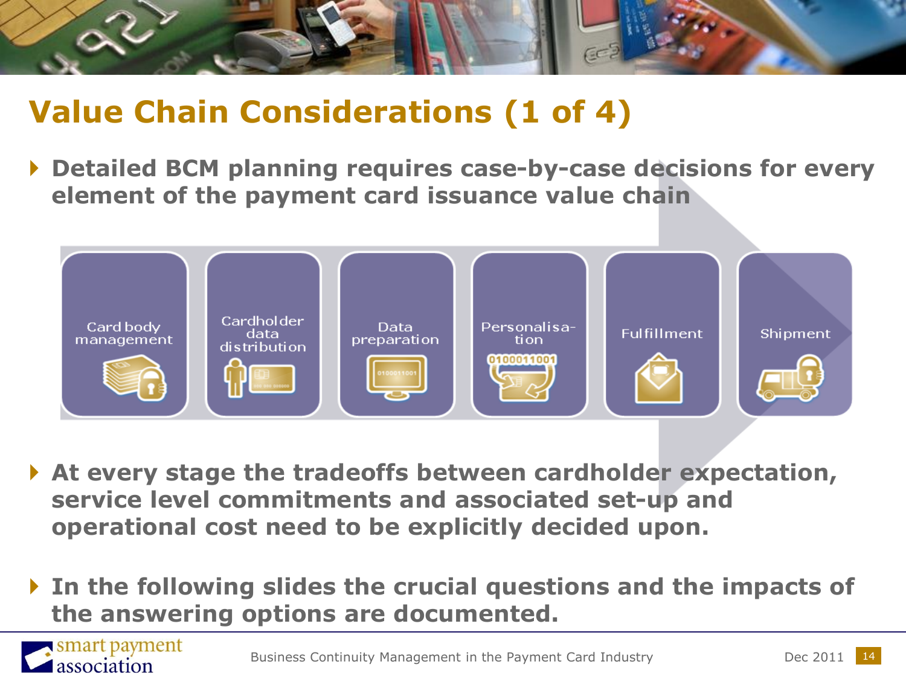# Value Chain Considerations (1 of 4)

- **Detailed BCM planning requires case-by-case decisions for every element of the payment card issuance value chain**

Card body management → Cardholder data distribution → Data preparation → Personalisa-tion → Fulfillment → Shipment

- **At every stage the tradeoffs between cardholder expectation, service level commitments and associated set-up and operational cost need to be explicitly decided upon.**

- **In the following slides the crucial questions and the impacts of the answering options are documented.**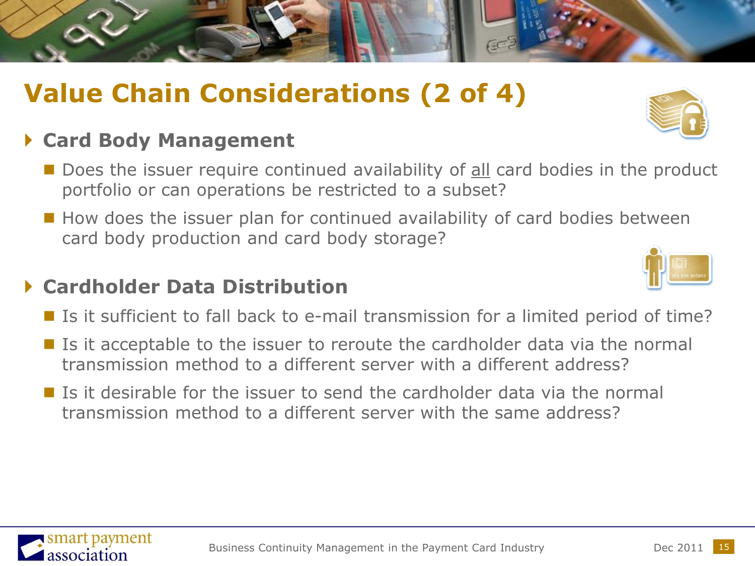# Value Chain Considerations (2 of 4)

## Card Body Management

- Does the issuer require continued availability of all card bodies in the product portfolio or can operations be restricted to a subset?
- How does the issuer plan for continued availability of card bodies between card body production and card body storage?

## Cardholder Data Distribution

- Is it sufficient to fall back to e-mail transmission for a limited period of time?
- Is it acceptable to the issuer to reroute the cardholder data via the normal transmission method to a different server with a different address?
- Is it desirable for the issuer to send the cardholder data via the normal transmission method to a different server with the same address?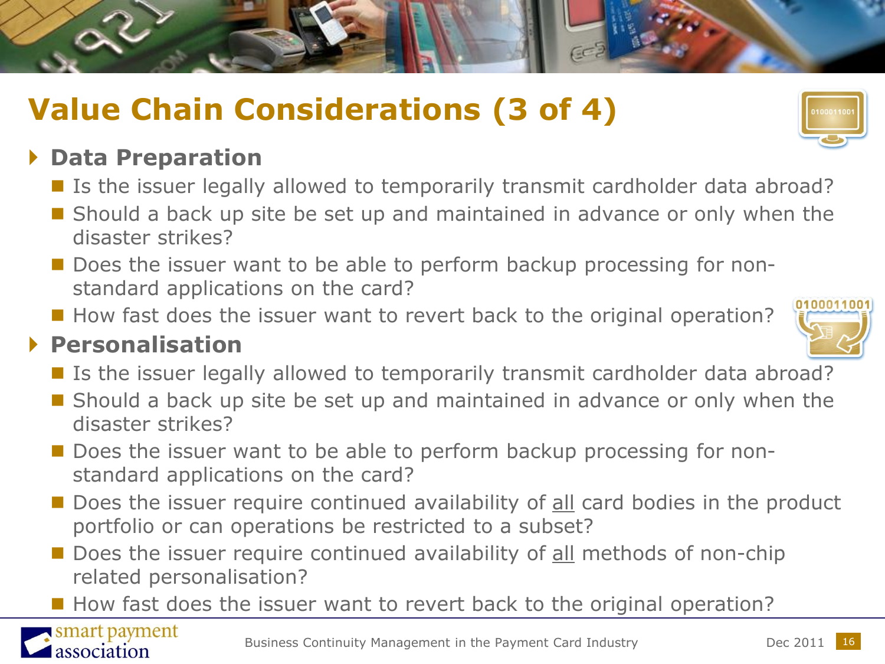# Value Chain Considerations (3 of 4)

## Data Preparation

- Is the issuer legally allowed to temporarily transmit cardholder data abroad?
- Should a back up site be set up and maintained in advance or only when the disaster strikes?
- Does the issuer want to be able to perform backup processing for non-standard applications on the card?
- How fast does the issuer want to revert back to the original operation?

## Personalisation

- Is the issuer legally allowed to temporarily transmit cardholder data abroad?
- Should a back up site be set up and maintained in advance or only when the disaster strikes?
- Does the issuer want to be able to perform backup processing for non-standard applications on the card?
- Does the issuer require continued availability of <u>all</u> card bodies in the product portfolio or can operations be restricted to a subset?
- Does the issuer require continued availability of <u>all</u> methods of non-chip related personalisation?
- How fast does the issuer want to revert back to the original operation?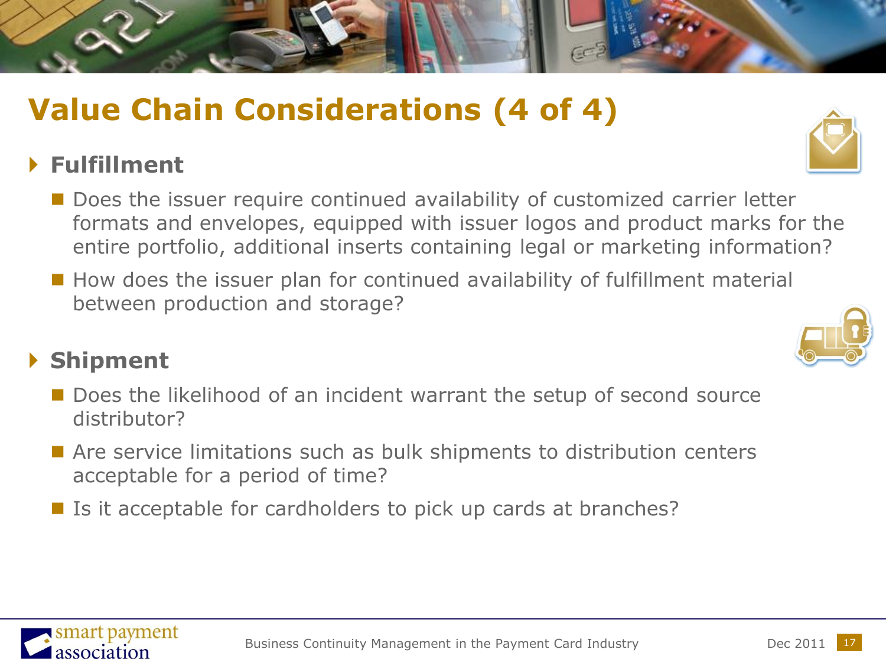# Value Chain Considerations (4 of 4)

## Fulfillment

- Does the issuer require continued availability of customized carrier letter formats and envelopes, equipped with issuer logos and product marks for the entire portfolio, additional inserts containing legal or marketing information?
- How does the issuer plan for continued availability of fulfillment material between production and storage?

## Shipment

- Does the likelihood of an incident warrant the setup of second source distributor?
- Are service limitations such as bulk shipments to distribution centers acceptable for a period of time?
- Is it acceptable for cardholders to pick up cards at branches?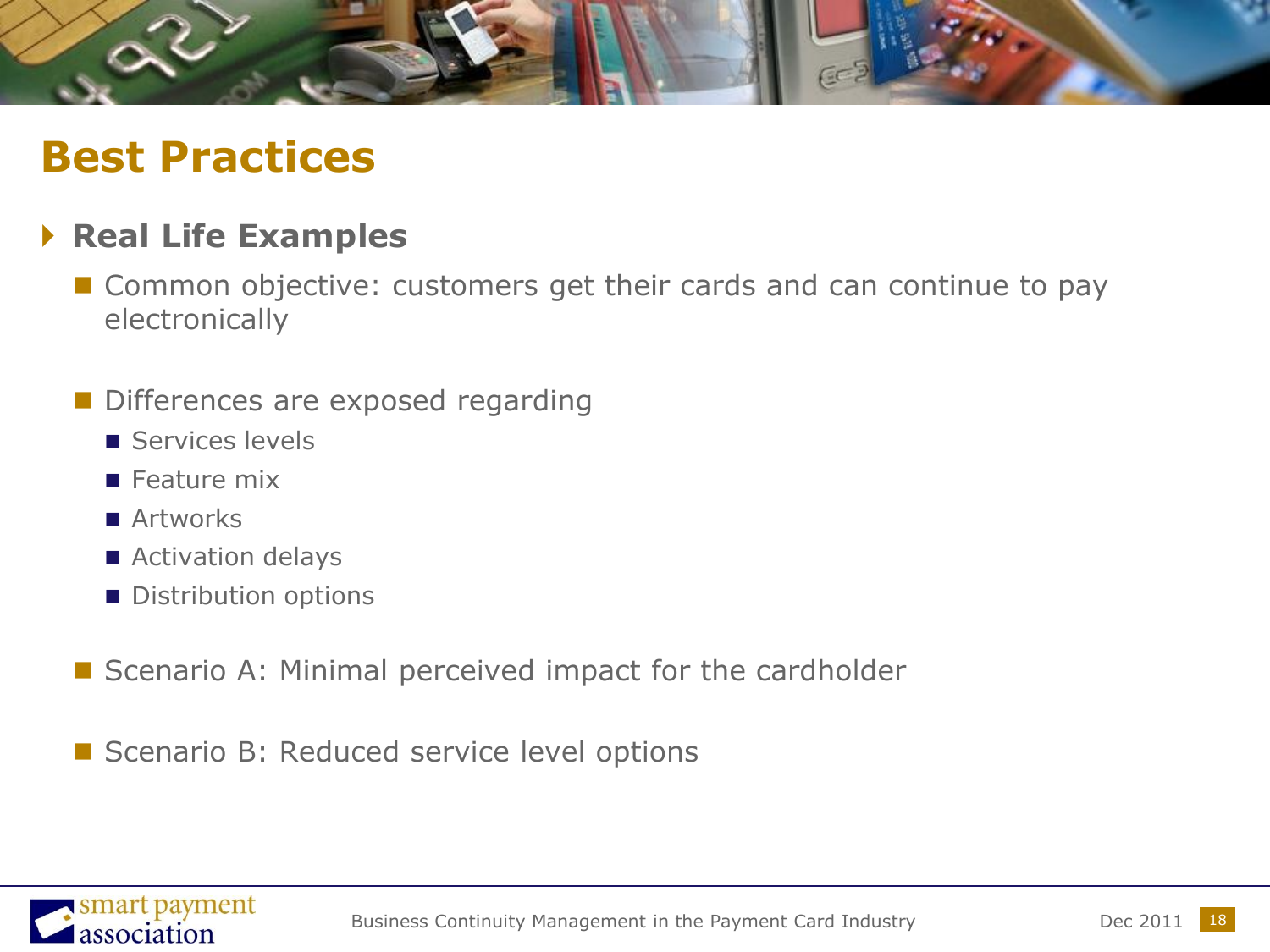# Best Practices

## Real Life Examples

- Common objective: customers get their cards and can continue to pay electronically

- Differences are exposed regarding
  - Services levels
  - Feature mix
  - Artworks
  - Activation delays
  - Distribution options

- Scenario A: Minimal perceived impact for the cardholder

- Scenario B: Reduced service level options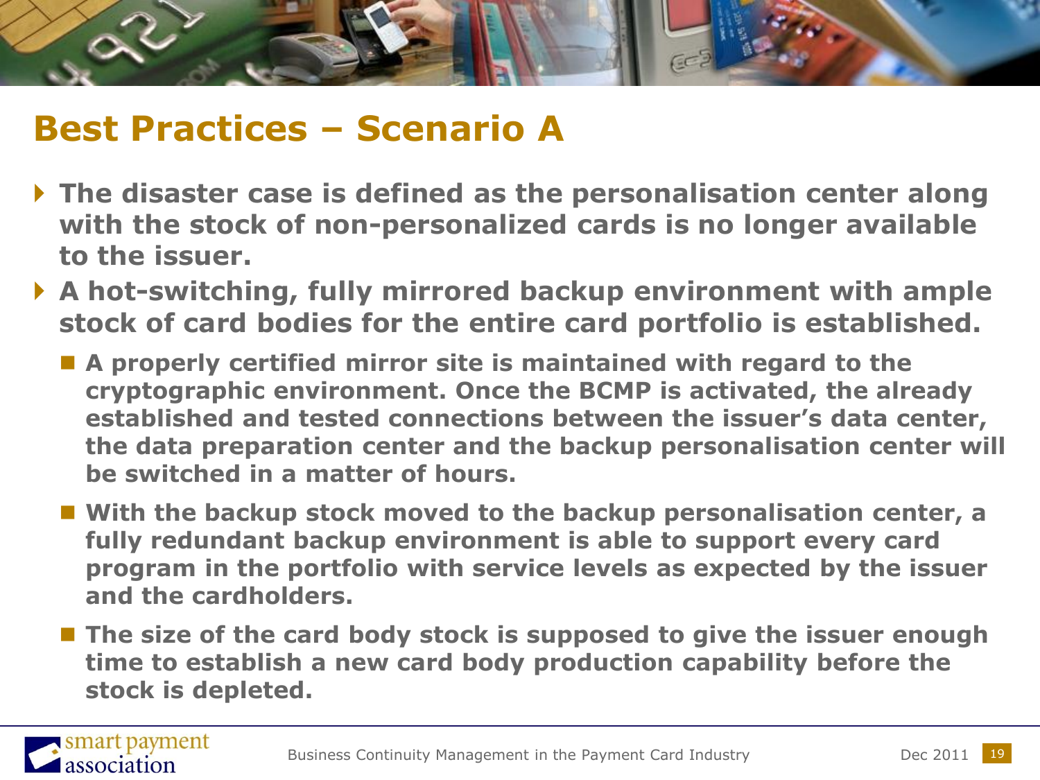# Best Practices – Scenario A

- **The disaster case is defined as the personalisation center along with the stock of non-personalized cards is no longer available to the issuer.**
- **A hot-switching, fully mirrored backup environment with ample stock of card bodies for the entire card portfolio is established.**
  - **A properly certified mirror site is maintained with regard to the cryptographic environment. Once the BCMP is activated, the already established and tested connections between the issuer's data center, the data preparation center and the backup personalisation center will be switched in a matter of hours.**
  - **With the backup stock moved to the backup personalisation center, a fully redundant backup environment is able to support every card program in the portfolio with service levels as expected by the issuer and the cardholders.**
  - **The size of the card body stock is supposed to give the issuer enough time to establish a new card body production capability before the stock is depleted.**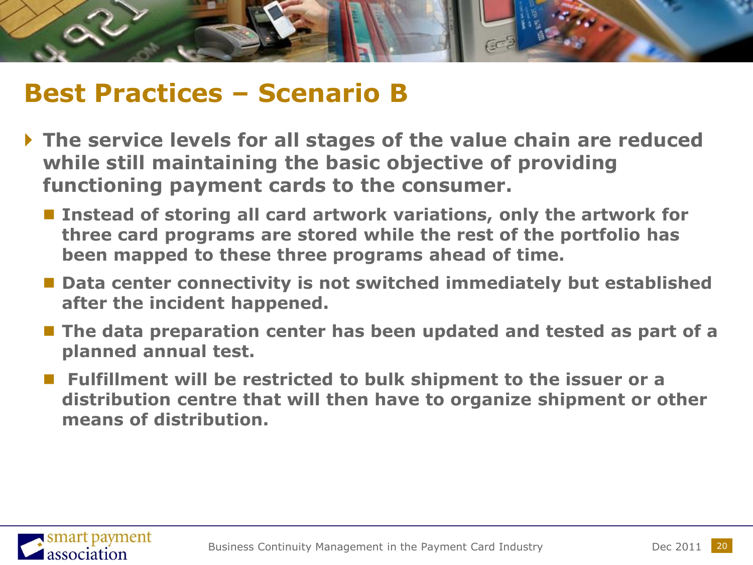# Best Practices – Scenario B

- **The service levels for all stages of the value chain are reduced while still maintaining the basic objective of providing functioning payment cards to the consumer.**
  - **Instead of storing all card artwork variations, only the artwork for three card programs are stored while the rest of the portfolio has been mapped to these three programs ahead of time.**
  - **Data center connectivity is not switched immediately but established after the incident happened.**
  - **The data preparation center has been updated and tested as part of a planned annual test.**
  - **Fulfillment will be restricted to bulk shipment to the issuer or a distribution centre that will then have to organize shipment or other means of distribution.**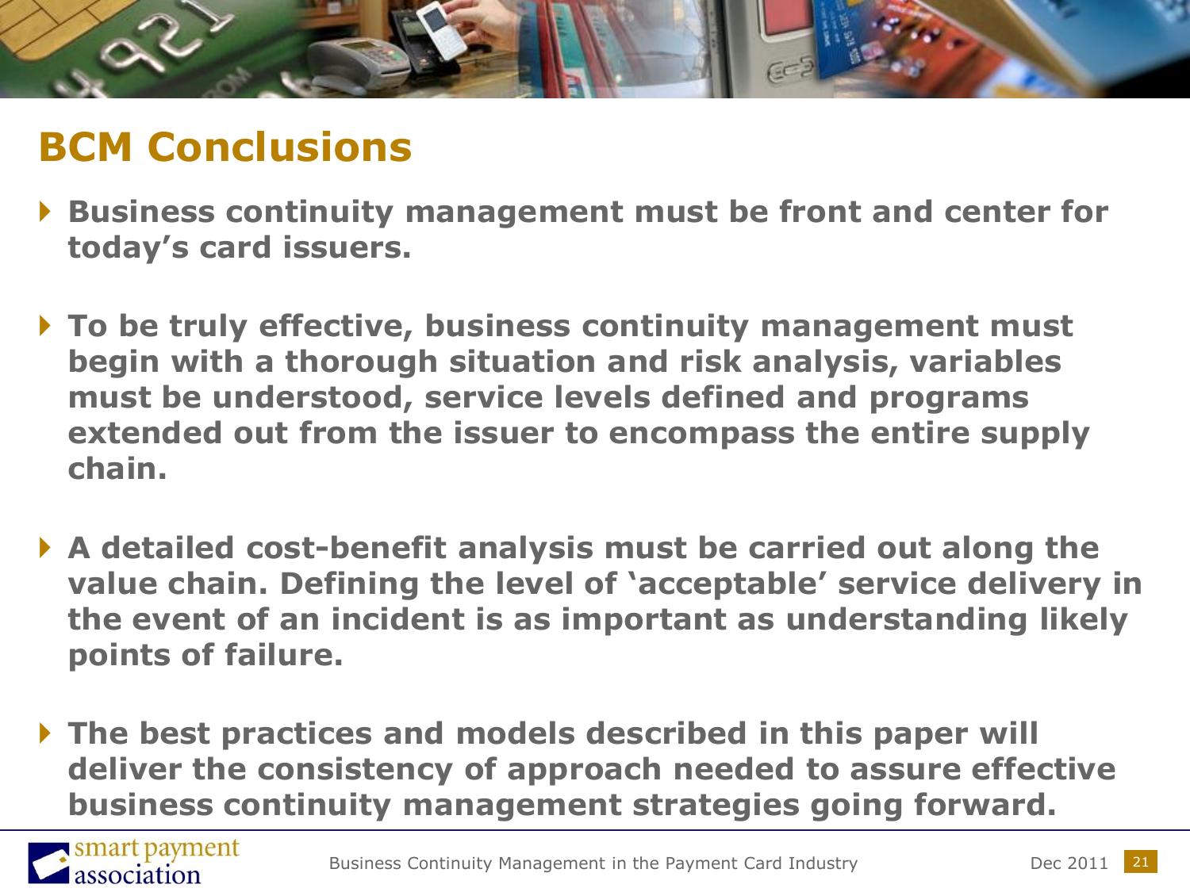# BCM Conclusions

- **Business continuity management must be front and center for today's card issuers.**
- **To be truly effective, business continuity management must begin with a thorough situation and risk analysis, variables must be understood, service levels defined and programs extended out from the issuer to encompass the entire supply chain.**
- **A detailed cost-benefit analysis must be carried out along the value chain. Defining the level of 'acceptable' service delivery in the event of an incident is as important as understanding likely points of failure.**
- **The best practices and models described in this paper will deliver the consistency of approach needed to assure effective business continuity management strategies going forward.**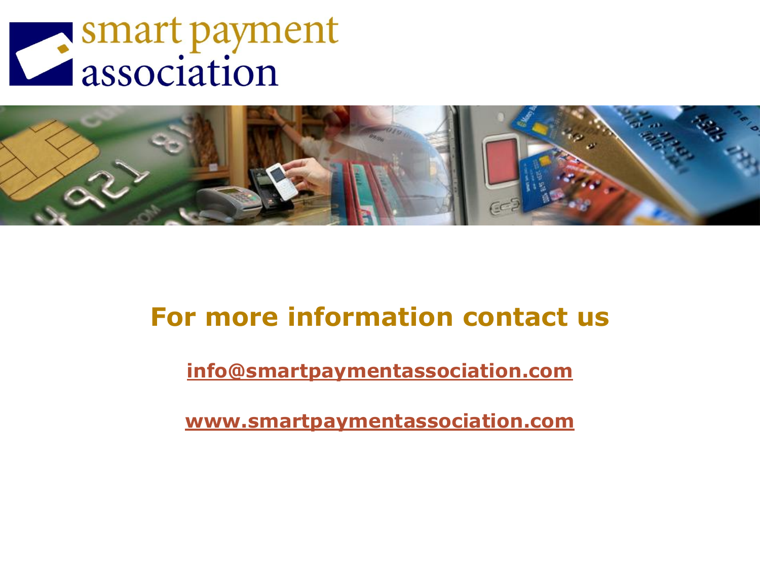smart payment association

## For more information contact us

info@smartpaymentassociation.com

www.smartpaymentassociation.com